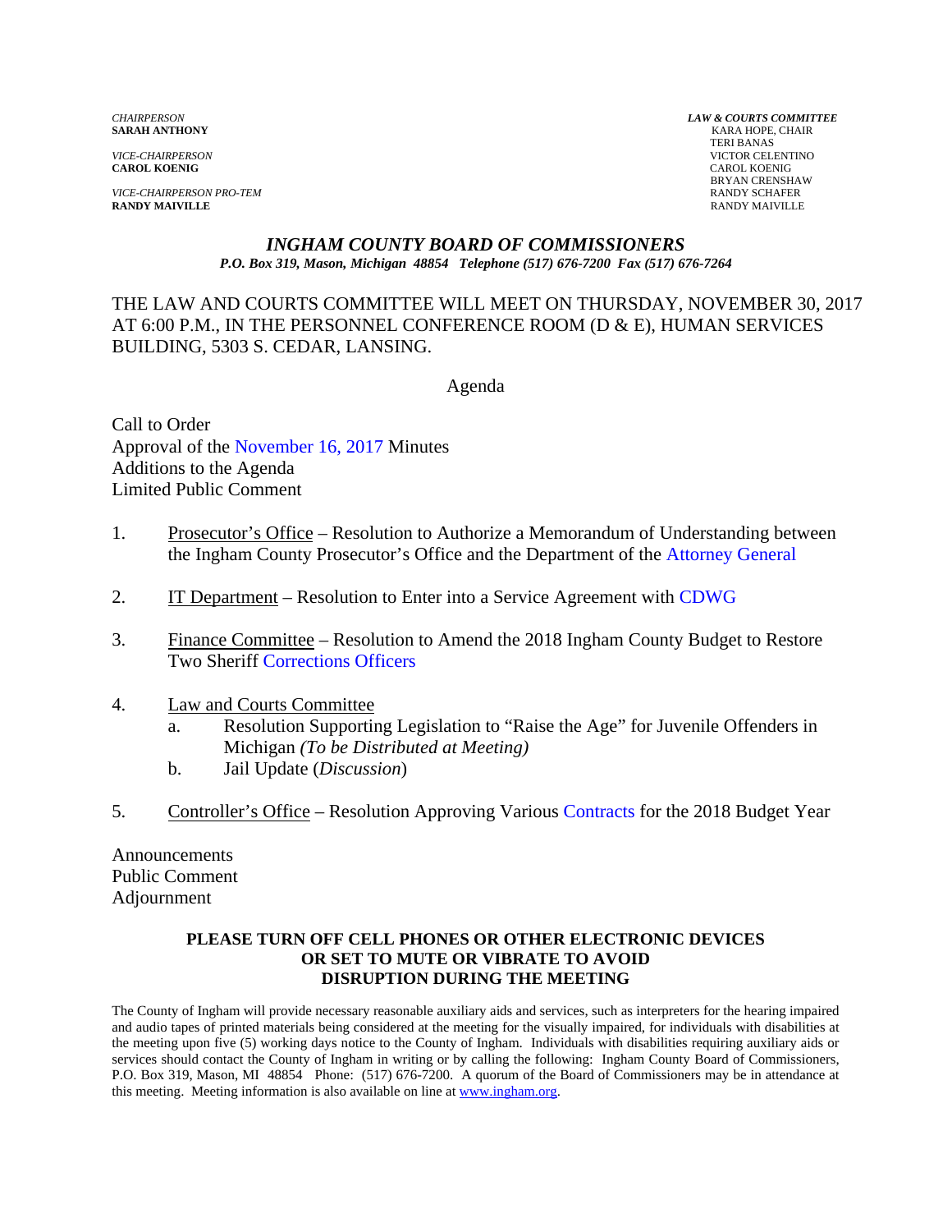*CHAIRPERSON*
**SARAH ANTHONY**

*VICE-CHAIRPERSON*
**CAROL KOENIG**

*VICE-CHAIRPERSON PRO-TEM*
**RANDY MAIVILLE**

***LAW & COURTS COMMITTEE***
KARA HOPE, CHAIR
TERI BANAS
VICTOR CELENTINO
CAROL KOENIG
BRYAN CRENSHAW
RANDY SCHAFER
RANDY MAIVILLE

## *INGHAM COUNTY BOARD OF COMMISSIONERS*

*P.O. Box 319, Mason, Michigan 48854 Telephone (517) 676-7200 Fax (517) 676-7264*

THE LAW AND COURTS COMMITTEE WILL MEET ON THURSDAY, NOVEMBER 30, 2017 AT 6:00 P.M., IN THE PERSONNEL CONFERENCE ROOM (D & E), HUMAN SERVICES BUILDING, 5303 S. CEDAR, LANSING.

Agenda

Call to Order
Approval of the November 16, 2017 Minutes
Additions to the Agenda
Limited Public Comment

1. Prosecutor's Office – Resolution to Authorize a Memorandum of Understanding between the Ingham County Prosecutor's Office and the Department of the Attorney General

2. IT Department – Resolution to Enter into a Service Agreement with CDWG

3. Finance Committee – Resolution to Amend the 2018 Ingham County Budget to Restore Two Sheriff Corrections Officers

4. Law and Courts Committee
   a. Resolution Supporting Legislation to "Raise the Age" for Juvenile Offenders in Michigan *(To be Distributed at Meeting)*
   b. Jail Update (*Discussion*)

5. Controller's Office – Resolution Approving Various Contracts for the 2018 Budget Year

Announcements
Public Comment
Adjournment

**PLEASE TURN OFF CELL PHONES OR OTHER ELECTRONIC DEVICES OR SET TO MUTE OR VIBRATE TO AVOID DISRUPTION DURING THE MEETING**

The County of Ingham will provide necessary reasonable auxiliary aids and services, such as interpreters for the hearing impaired and audio tapes of printed materials being considered at the meeting for the visually impaired, for individuals with disabilities at the meeting upon five (5) working days notice to the County of Ingham. Individuals with disabilities requiring auxiliary aids or services should contact the County of Ingham in writing or by calling the following: Ingham County Board of Commissioners, P.O. Box 319, Mason, MI 48854 Phone: (517) 676-7200. A quorum of the Board of Commissioners may be in attendance at this meeting. Meeting information is also available on line at www.ingham.org.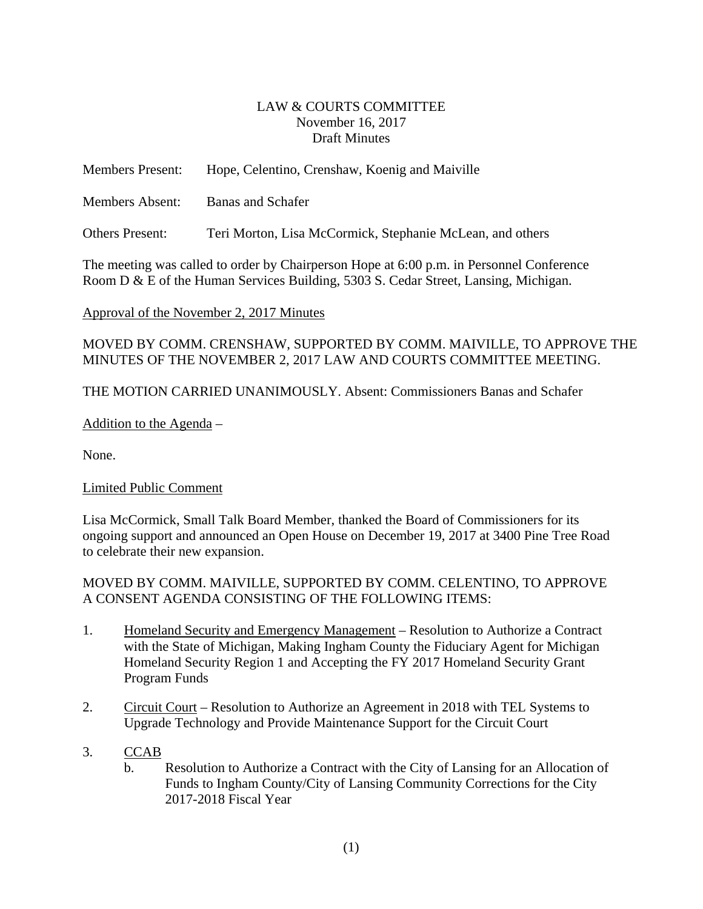LAW & COURTS COMMITTEE
November 16, 2017
Draft Minutes

Members Present: Hope, Celentino, Crenshaw, Koenig and Maiville

Members Absent: Banas and Schafer

Others Present: Teri Morton, Lisa McCormick, Stephanie McLean, and others

The meeting was called to order by Chairperson Hope at 6:00 p.m. in Personnel Conference Room D & E of the Human Services Building, 5303 S. Cedar Street, Lansing, Michigan.

Approval of the November 2, 2017 Minutes

MOVED BY COMM. CRENSHAW, SUPPORTED BY COMM. MAIVILLE, TO APPROVE THE MINUTES OF THE NOVEMBER 2, 2017 LAW AND COURTS COMMITTEE MEETING.

THE MOTION CARRIED UNANIMOUSLY. Absent: Commissioners Banas and Schafer

Addition to the Agenda –

None.

Limited Public Comment

Lisa McCormick, Small Talk Board Member, thanked the Board of Commissioners for its ongoing support and announced an Open House on December 19, 2017 at 3400 Pine Tree Road to celebrate their new expansion.

MOVED BY COMM. MAIVILLE, SUPPORTED BY COMM. CELENTINO, TO APPROVE A CONSENT AGENDA CONSISTING OF THE FOLLOWING ITEMS:

1. Homeland Security and Emergency Management – Resolution to Authorize a Contract with the State of Michigan, Making Ingham County the Fiduciary Agent for Michigan Homeland Security Region 1 and Accepting the FY 2017 Homeland Security Grant Program Funds

2. Circuit Court – Resolution to Authorize an Agreement in 2018 with TEL Systems to Upgrade Technology and Provide Maintenance Support for the Circuit Court

3. CCAB
   b. Resolution to Authorize a Contract with the City of Lansing for an Allocation of Funds to Ingham County/City of Lansing Community Corrections for the City 2017-2018 Fiscal Year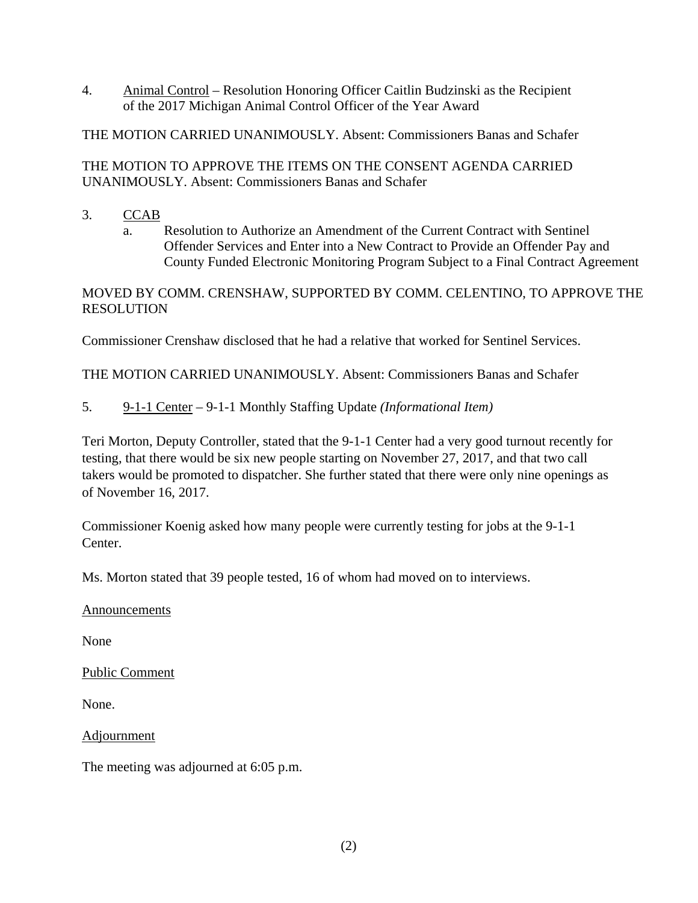4. Animal Control – Resolution Honoring Officer Caitlin Budzinski as the Recipient of the 2017 Michigan Animal Control Officer of the Year Award

THE MOTION CARRIED UNANIMOUSLY. Absent: Commissioners Banas and Schafer

THE MOTION TO APPROVE THE ITEMS ON THE CONSENT AGENDA CARRIED UNANIMOUSLY. Absent: Commissioners Banas and Schafer

3. CCAB
   a. Resolution to Authorize an Amendment of the Current Contract with Sentinel Offender Services and Enter into a New Contract to Provide an Offender Pay and County Funded Electronic Monitoring Program Subject to a Final Contract Agreement

MOVED BY COMM. CRENSHAW, SUPPORTED BY COMM. CELENTINO, TO APPROVE THE RESOLUTION

Commissioner Crenshaw disclosed that he had a relative that worked for Sentinel Services.

THE MOTION CARRIED UNANIMOUSLY. Absent: Commissioners Banas and Schafer

5. 9-1-1 Center – 9-1-1 Monthly Staffing Update *(Informational Item)*

Teri Morton, Deputy Controller, stated that the 9-1-1 Center had a very good turnout recently for testing, that there would be six new people starting on November 27, 2017, and that two call takers would be promoted to dispatcher. She further stated that there were only nine openings as of November 16, 2017.

Commissioner Koenig asked how many people were currently testing for jobs at the 9-1-1 Center.

Ms. Morton stated that 39 people tested, 16 of whom had moved on to interviews.

Announcements

None

Public Comment

None.

Adjournment

The meeting was adjourned at 6:05 p.m.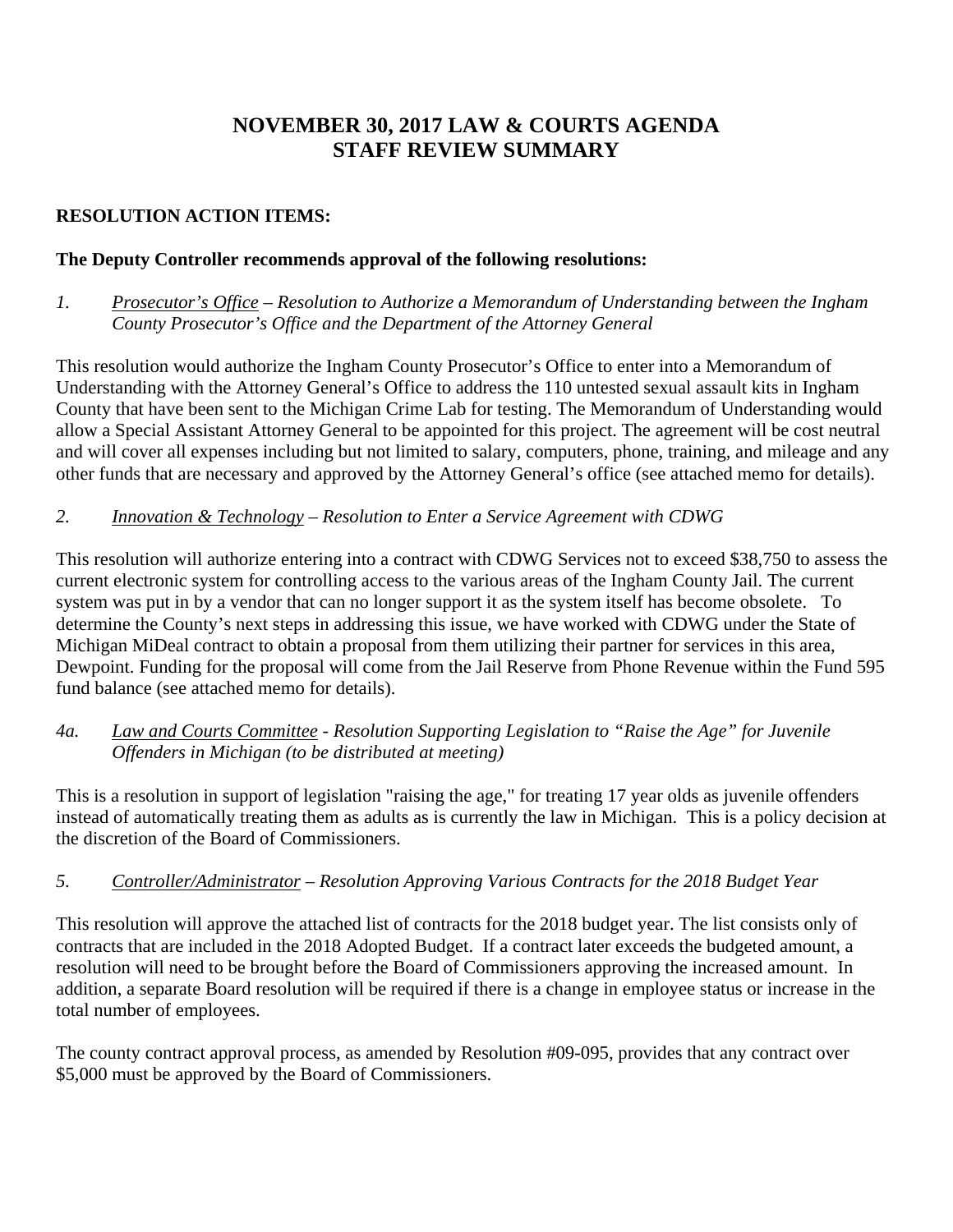# NOVEMBER 30, 2017 LAW & COURTS AGENDA
# STAFF REVIEW SUMMARY

**RESOLUTION ACTION ITEMS:**

**The Deputy Controller recommends approval of the following resolutions:**

*1. <u>Prosecutor's Office</u> – Resolution to Authorize a Memorandum of Understanding between the Ingham County Prosecutor's Office and the Department of the Attorney General*

This resolution would authorize the Ingham County Prosecutor's Office to enter into a Memorandum of Understanding with the Attorney General's Office to address the 110 untested sexual assault kits in Ingham County that have been sent to the Michigan Crime Lab for testing. The Memorandum of Understanding would allow a Special Assistant Attorney General to be appointed for this project. The agreement will be cost neutral and will cover all expenses including but not limited to salary, computers, phone, training, and mileage and any other funds that are necessary and approved by the Attorney General's office (see attached memo for details).

*2. <u>Innovation & Technology</u> – Resolution to Enter a Service Agreement with CDWG*

This resolution will authorize entering into a contract with CDWG Services not to exceed $38,750 to assess the current electronic system for controlling access to the various areas of the Ingham County Jail. The current system was put in by a vendor that can no longer support it as the system itself has become obsolete. To determine the County's next steps in addressing this issue, we have worked with CDWG under the State of Michigan MiDeal contract to obtain a proposal from them utilizing their partner for services in this area, Dewpoint. Funding for the proposal will come from the Jail Reserve from Phone Revenue within the Fund 595 fund balance (see attached memo for details).

*4a. <u>Law and Courts Committee</u> - Resolution Supporting Legislation to "Raise the Age" for Juvenile Offenders in Michigan (to be distributed at meeting)*

This is a resolution in support of legislation "raising the age," for treating 17 year olds as juvenile offenders instead of automatically treating them as adults as is currently the law in Michigan. This is a policy decision at the discretion of the Board of Commissioners.

*5. <u>Controller/Administrator</u> – Resolution Approving Various Contracts for the 2018 Budget Year*

This resolution will approve the attached list of contracts for the 2018 budget year. The list consists only of contracts that are included in the 2018 Adopted Budget. If a contract later exceeds the budgeted amount, a resolution will need to be brought before the Board of Commissioners approving the increased amount. In addition, a separate Board resolution will be required if there is a change in employee status or increase in the total number of employees.

The county contract approval process, as amended by Resolution #09-095, provides that any contract over $5,000 must be approved by the Board of Commissioners.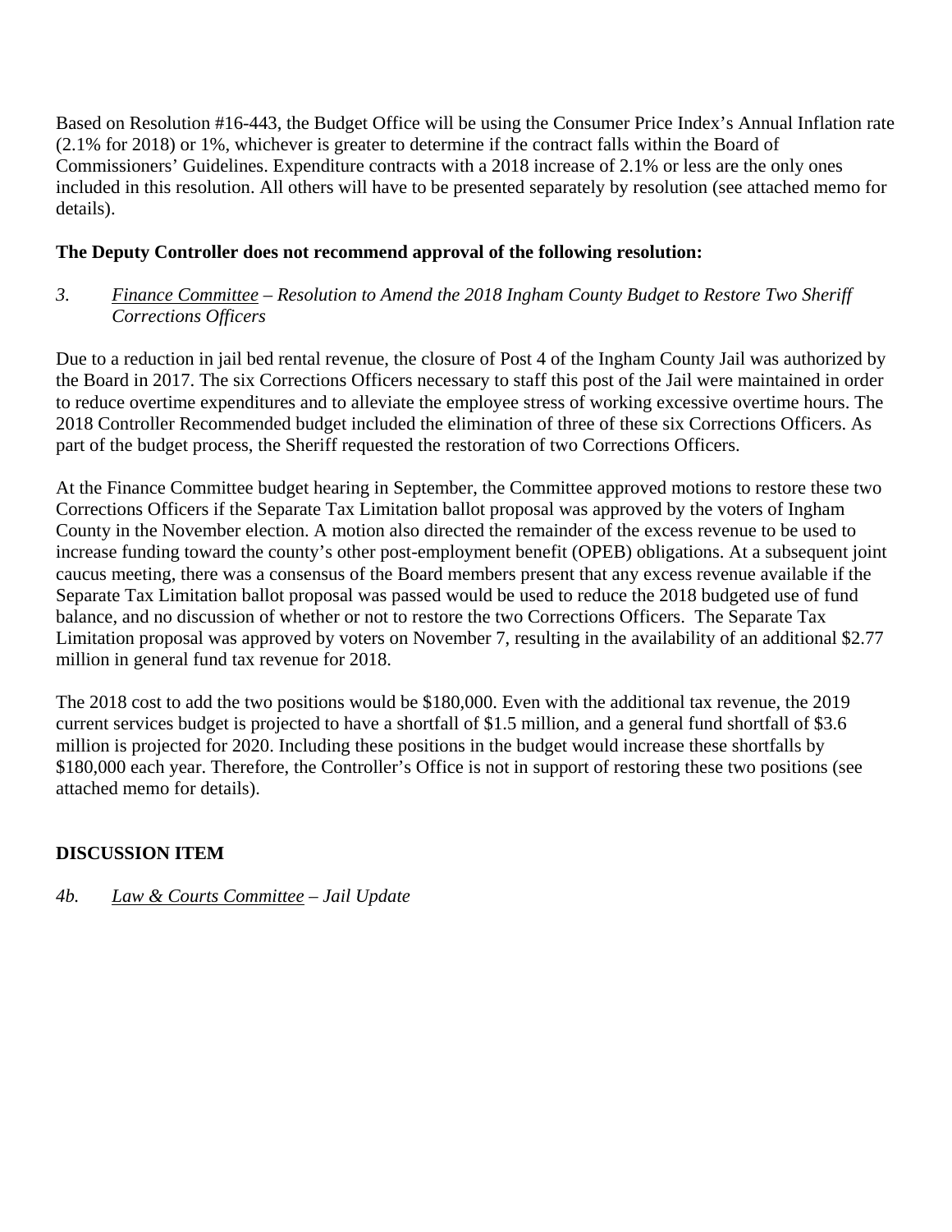Based on Resolution #16-443, the Budget Office will be using the Consumer Price Index's Annual Inflation rate (2.1% for 2018) or 1%, whichever is greater to determine if the contract falls within the Board of Commissioners' Guidelines. Expenditure contracts with a 2018 increase of 2.1% or less are the only ones included in this resolution. All others will have to be presented separately by resolution (see attached memo for details).

**The Deputy Controller does not recommend approval of the following resolution:**

*3. <u>Finance Committee</u> – Resolution to Amend the 2018 Ingham County Budget to Restore Two Sheriff Corrections Officers*

Due to a reduction in jail bed rental revenue, the closure of Post 4 of the Ingham County Jail was authorized by the Board in 2017. The six Corrections Officers necessary to staff this post of the Jail were maintained in order to reduce overtime expenditures and to alleviate the employee stress of working excessive overtime hours. The 2018 Controller Recommended budget included the elimination of three of these six Corrections Officers. As part of the budget process, the Sheriff requested the restoration of two Corrections Officers.

At the Finance Committee budget hearing in September, the Committee approved motions to restore these two Corrections Officers if the Separate Tax Limitation ballot proposal was approved by the voters of Ingham County in the November election. A motion also directed the remainder of the excess revenue to be used to increase funding toward the county's other post-employment benefit (OPEB) obligations. At a subsequent joint caucus meeting, there was a consensus of the Board members present that any excess revenue available if the Separate Tax Limitation ballot proposal was passed would be used to reduce the 2018 budgeted use of fund balance, and no discussion of whether or not to restore the two Corrections Officers. The Separate Tax Limitation proposal was approved by voters on November 7, resulting in the availability of an additional $2.77 million in general fund tax revenue for 2018.

The 2018 cost to add the two positions would be $180,000. Even with the additional tax revenue, the 2019 current services budget is projected to have a shortfall of $1.5 million, and a general fund shortfall of $3.6 million is projected for 2020. Including these positions in the budget would increase these shortfalls by $180,000 each year. Therefore, the Controller's Office is not in support of restoring these two positions (see attached memo for details).

**DISCUSSION ITEM**

*4b. <u>Law & Courts Committee</u> – Jail Update*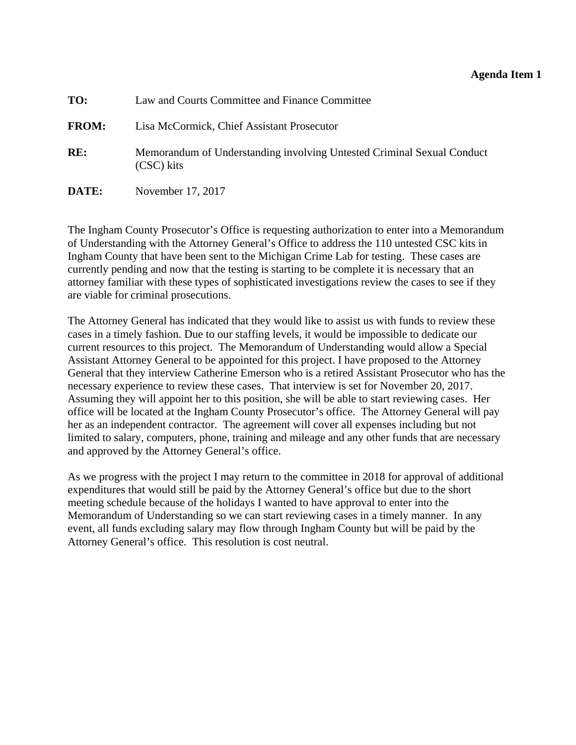**Agenda Item 1**

**TO:** Law and Courts Committee and Finance Committee

**FROM:** Lisa McCormick, Chief Assistant Prosecutor

**RE:** Memorandum of Understanding involving Untested Criminal Sexual Conduct (CSC) kits

**DATE:** November 17, 2017

The Ingham County Prosecutor's Office is requesting authorization to enter into a Memorandum of Understanding with the Attorney General's Office to address the 110 untested CSC kits in Ingham County that have been sent to the Michigan Crime Lab for testing. These cases are currently pending and now that the testing is starting to be complete it is necessary that an attorney familiar with these types of sophisticated investigations review the cases to see if they are viable for criminal prosecutions.

The Attorney General has indicated that they would like to assist us with funds to review these cases in a timely fashion. Due to our staffing levels, it would be impossible to dedicate our current resources to this project. The Memorandum of Understanding would allow a Special Assistant Attorney General to be appointed for this project. I have proposed to the Attorney General that they interview Catherine Emerson who is a retired Assistant Prosecutor who has the necessary experience to review these cases. That interview is set for November 20, 2017. Assuming they will appoint her to this position, she will be able to start reviewing cases. Her office will be located at the Ingham County Prosecutor's office. The Attorney General will pay her as an independent contractor. The agreement will cover all expenses including but not limited to salary, computers, phone, training and mileage and any other funds that are necessary and approved by the Attorney General's office.

As we progress with the project I may return to the committee in 2018 for approval of additional expenditures that would still be paid by the Attorney General's office but due to the short meeting schedule because of the holidays I wanted to have approval to enter into the Memorandum of Understanding so we can start reviewing cases in a timely manner. In any event, all funds excluding salary may flow through Ingham County but will be paid by the Attorney General's office. This resolution is cost neutral.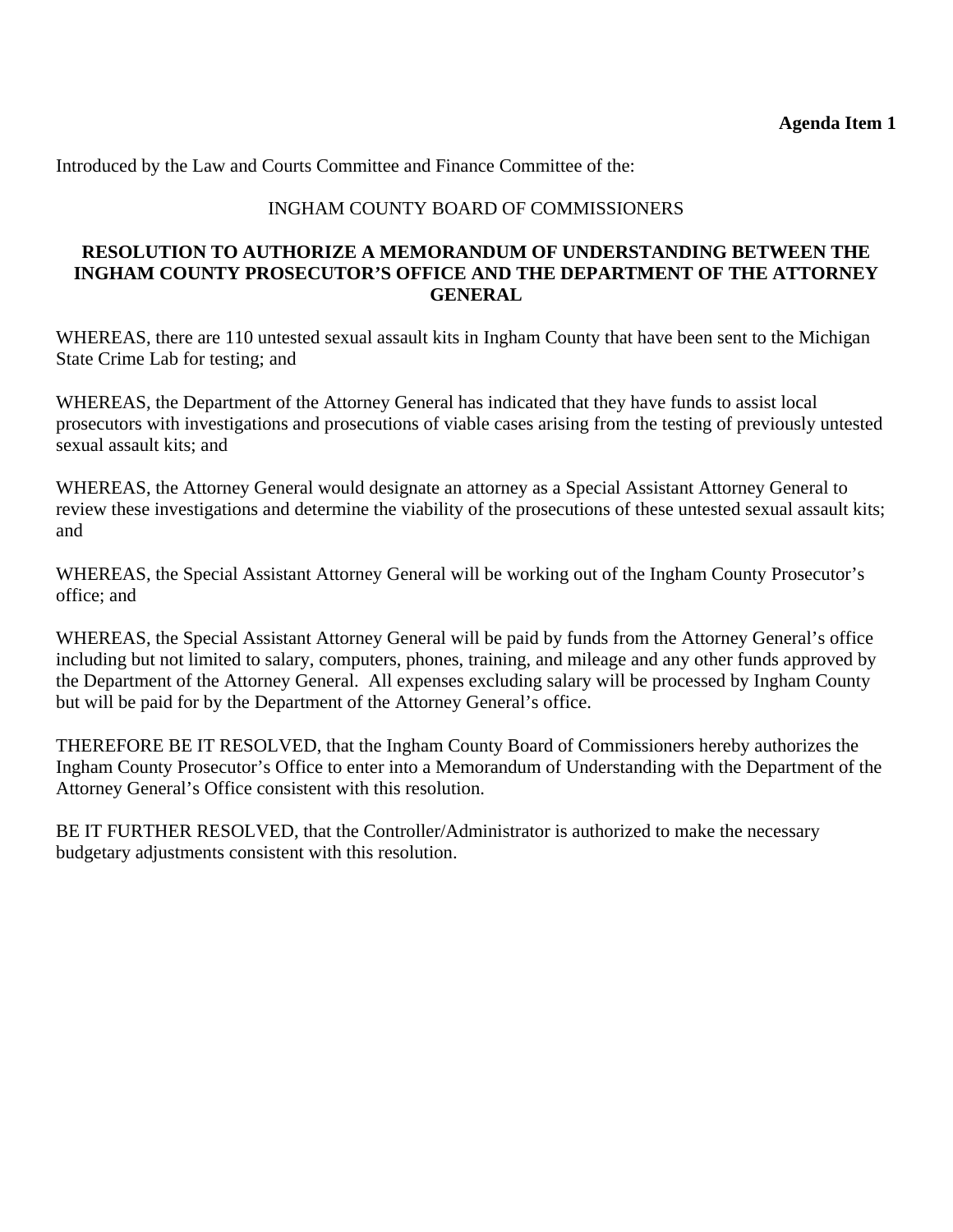**Agenda Item 1**

Introduced by the Law and Courts Committee and Finance Committee of the:

INGHAM COUNTY BOARD OF COMMISSIONERS

**RESOLUTION TO AUTHORIZE A MEMORANDUM OF UNDERSTANDING BETWEEN THE INGHAM COUNTY PROSECUTOR'S OFFICE AND THE DEPARTMENT OF THE ATTORNEY GENERAL**

WHEREAS, there are 110 untested sexual assault kits in Ingham County that have been sent to the Michigan State Crime Lab for testing; and

WHEREAS, the Department of the Attorney General has indicated that they have funds to assist local prosecutors with investigations and prosecutions of viable cases arising from the testing of previously untested sexual assault kits; and

WHEREAS, the Attorney General would designate an attorney as a Special Assistant Attorney General to review these investigations and determine the viability of the prosecutions of these untested sexual assault kits; and

WHEREAS, the Special Assistant Attorney General will be working out of the Ingham County Prosecutor's office; and

WHEREAS, the Special Assistant Attorney General will be paid by funds from the Attorney General's office including but not limited to salary, computers, phones, training, and mileage and any other funds approved by the Department of the Attorney General. All expenses excluding salary will be processed by Ingham County but will be paid for by the Department of the Attorney General's office.

THEREFORE BE IT RESOLVED, that the Ingham County Board of Commissioners hereby authorizes the Ingham County Prosecutor's Office to enter into a Memorandum of Understanding with the Department of the Attorney General's Office consistent with this resolution.

BE IT FURTHER RESOLVED, that the Controller/Administrator is authorized to make the necessary budgetary adjustments consistent with this resolution.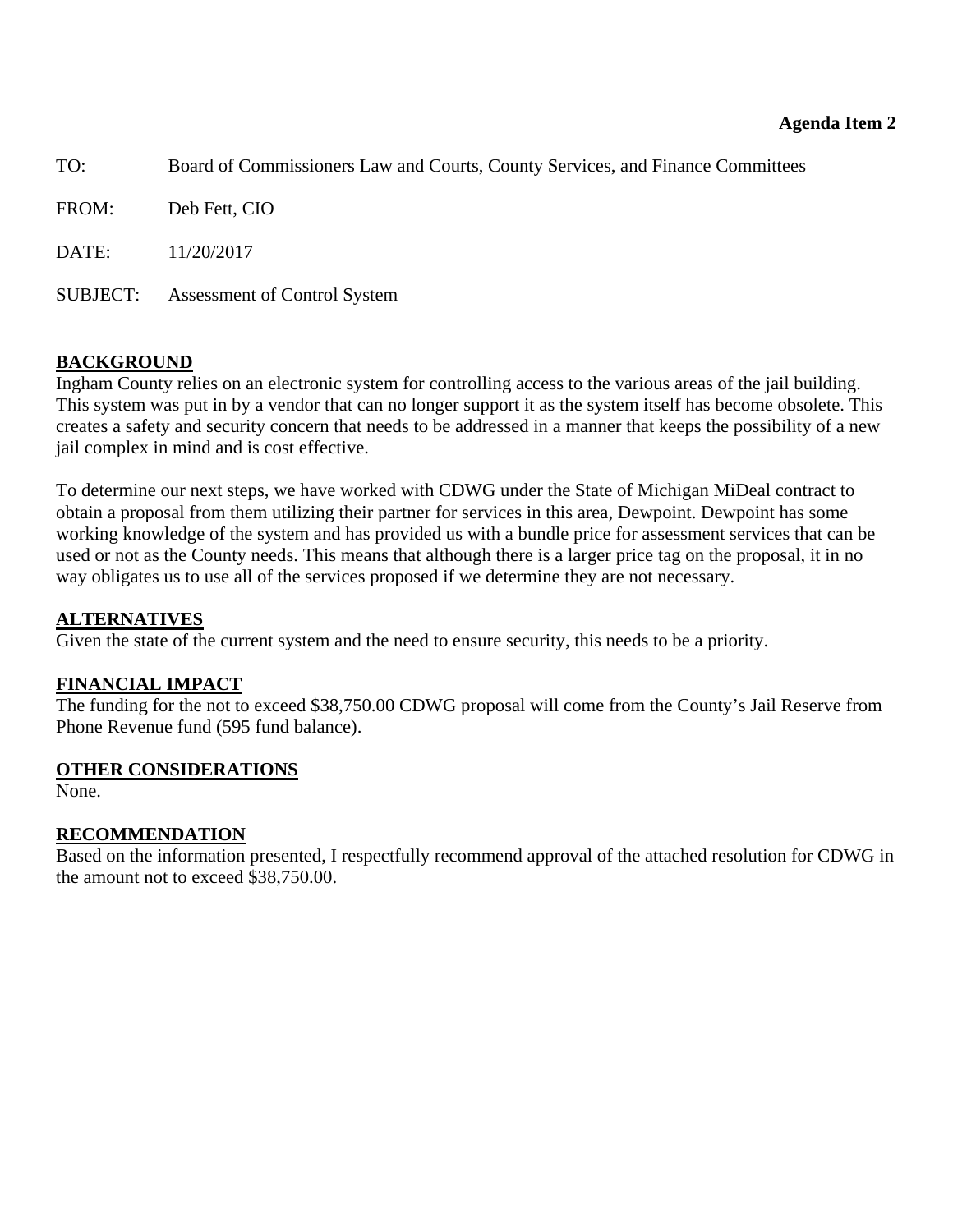**Agenda Item 2**

TO: Board of Commissioners Law and Courts, County Services, and Finance Committees

FROM: Deb Fett, CIO

DATE: 11/20/2017

SUBJECT: Assessment of Control System

---

**BACKGROUND**

Ingham County relies on an electronic system for controlling access to the various areas of the jail building. This system was put in by a vendor that can no longer support it as the system itself has become obsolete. This creates a safety and security concern that needs to be addressed in a manner that keeps the possibility of a new jail complex in mind and is cost effective.

To determine our next steps, we have worked with CDWG under the State of Michigan MiDeal contract to obtain a proposal from them utilizing their partner for services in this area, Dewpoint. Dewpoint has some working knowledge of the system and has provided us with a bundle price for assessment services that can be used or not as the County needs. This means that although there is a larger price tag on the proposal, it in no way obligates us to use all of the services proposed if we determine they are not necessary.

**ALTERNATIVES**

Given the state of the current system and the need to ensure security, this needs to be a priority.

**FINANCIAL IMPACT**

The funding for the not to exceed $38,750.00 CDWG proposal will come from the County's Jail Reserve from Phone Revenue fund (595 fund balance).

**OTHER CONSIDERATIONS**

None.

**RECOMMENDATION**

Based on the information presented, I respectfully recommend approval of the attached resolution for CDWG in the amount not to exceed $38,750.00.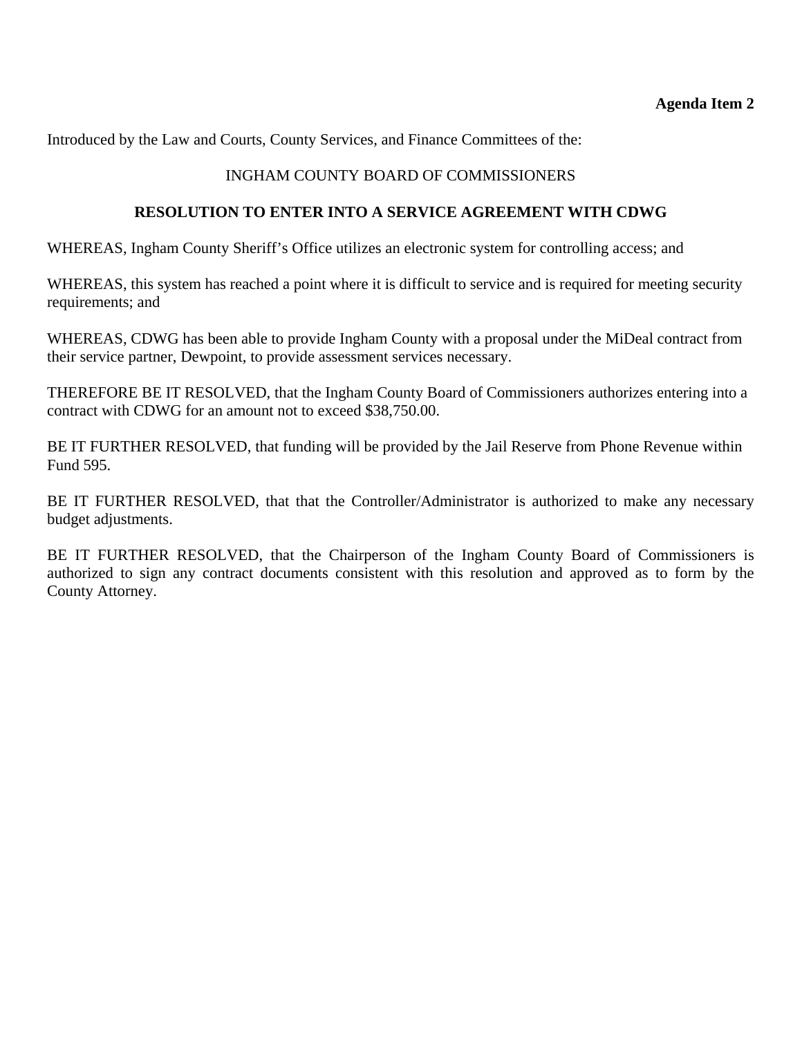**Agenda Item 2**

Introduced by the Law and Courts, County Services, and Finance Committees of the:

INGHAM COUNTY BOARD OF COMMISSIONERS

**RESOLUTION TO ENTER INTO A SERVICE AGREEMENT WITH CDWG**

WHEREAS, Ingham County Sheriff's Office utilizes an electronic system for controlling access; and

WHEREAS, this system has reached a point where it is difficult to service and is required for meeting security requirements; and

WHEREAS, CDWG has been able to provide Ingham County with a proposal under the MiDeal contract from their service partner, Dewpoint, to provide assessment services necessary.

THEREFORE BE IT RESOLVED, that the Ingham County Board of Commissioners authorizes entering into a contract with CDWG for an amount not to exceed $38,750.00.

BE IT FURTHER RESOLVED, that funding will be provided by the Jail Reserve from Phone Revenue within Fund 595.

BE IT FURTHER RESOLVED, that that the Controller/Administrator is authorized to make any necessary budget adjustments.

BE IT FURTHER RESOLVED, that the Chairperson of the Ingham County Board of Commissioners is authorized to sign any contract documents consistent with this resolution and approved as to form by the County Attorney.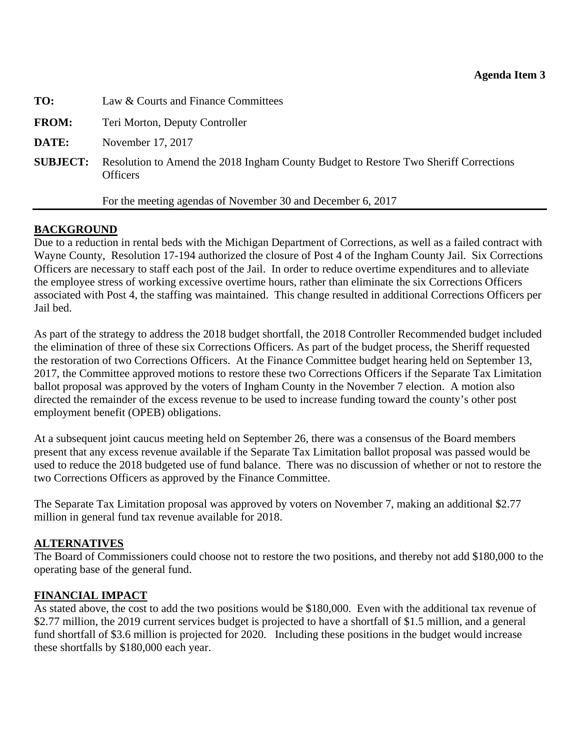**Agenda Item 3**

| | |
|---|---|
| **TO:** | Law & Courts and Finance Committees |
| **FROM:** | Teri Morton, Deputy Controller |
| **DATE:** | November 17, 2017 |
| **SUBJECT:** | Resolution to Amend the 2018 Ingham County Budget to Restore Two Sheriff Corrections Officers |

For the meeting agendas of November 30 and December 6, 2017

---

## BACKGROUND

Due to a reduction in rental beds with the Michigan Department of Corrections, as well as a failed contract with Wayne County, Resolution 17-194 authorized the closure of Post 4 of the Ingham County Jail. Six Corrections Officers are necessary to staff each post of the Jail. In order to reduce overtime expenditures and to alleviate the employee stress of working excessive overtime hours, rather than eliminate the six Corrections Officers associated with Post 4, the staffing was maintained. This change resulted in additional Corrections Officers per Jail bed.

As part of the strategy to address the 2018 budget shortfall, the 2018 Controller Recommended budget included the elimination of three of these six Corrections Officers. As part of the budget process, the Sheriff requested the restoration of two Corrections Officers. At the Finance Committee budget hearing held on September 13, 2017, the Committee approved motions to restore these two Corrections Officers if the Separate Tax Limitation ballot proposal was approved by the voters of Ingham County in the November 7 election. A motion also directed the remainder of the excess revenue to be used to increase funding toward the county's other post employment benefit (OPEB) obligations.

At a subsequent joint caucus meeting held on September 26, there was a consensus of the Board members present that any excess revenue available if the Separate Tax Limitation ballot proposal was passed would be used to reduce the 2018 budgeted use of fund balance. There was no discussion of whether or not to restore the two Corrections Officers as approved by the Finance Committee.

The Separate Tax Limitation proposal was approved by voters on November 7, making an additional $2.77 million in general fund tax revenue available for 2018.

## ALTERNATIVES

The Board of Commissioners could choose not to restore the two positions, and thereby not add $180,000 to the operating base of the general fund.

## FINANCIAL IMPACT

As stated above, the cost to add the two positions would be $180,000. Even with the additional tax revenue of $2.77 million, the 2019 current services budget is projected to have a shortfall of $1.5 million, and a general fund shortfall of $3.6 million is projected for 2020. Including these positions in the budget would increase these shortfalls by $180,000 each year.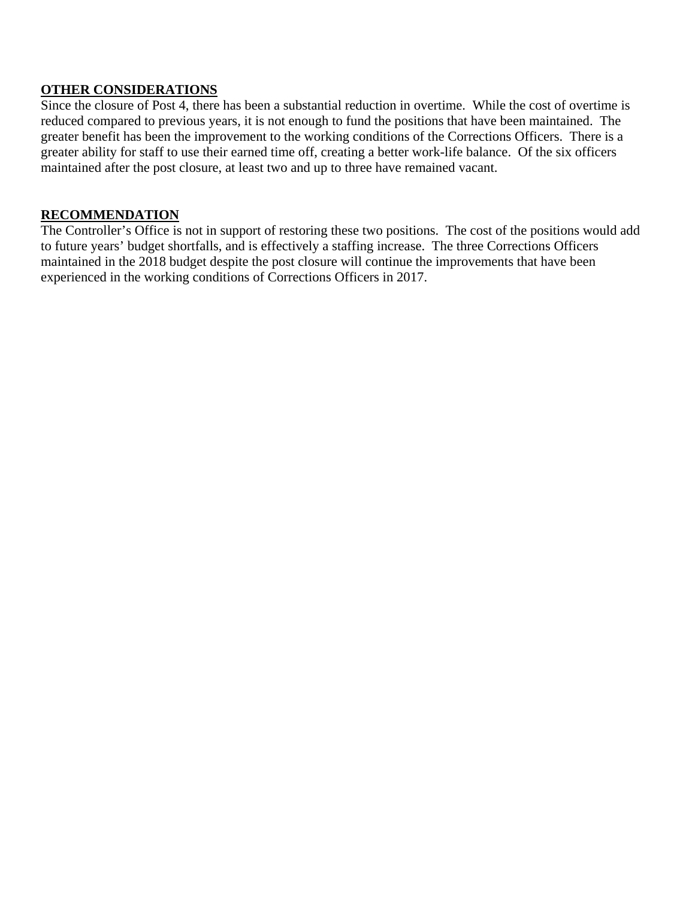**OTHER CONSIDERATIONS**

Since the closure of Post 4, there has been a substantial reduction in overtime. While the cost of overtime is reduced compared to previous years, it is not enough to fund the positions that have been maintained. The greater benefit has been the improvement to the working conditions of the Corrections Officers. There is a greater ability for staff to use their earned time off, creating a better work-life balance. Of the six officers maintained after the post closure, at least two and up to three have remained vacant.

**RECOMMENDATION**

The Controller's Office is not in support of restoring these two positions. The cost of the positions would add to future years' budget shortfalls, and is effectively a staffing increase. The three Corrections Officers maintained in the 2018 budget despite the post closure will continue the improvements that have been experienced in the working conditions of Corrections Officers in 2017.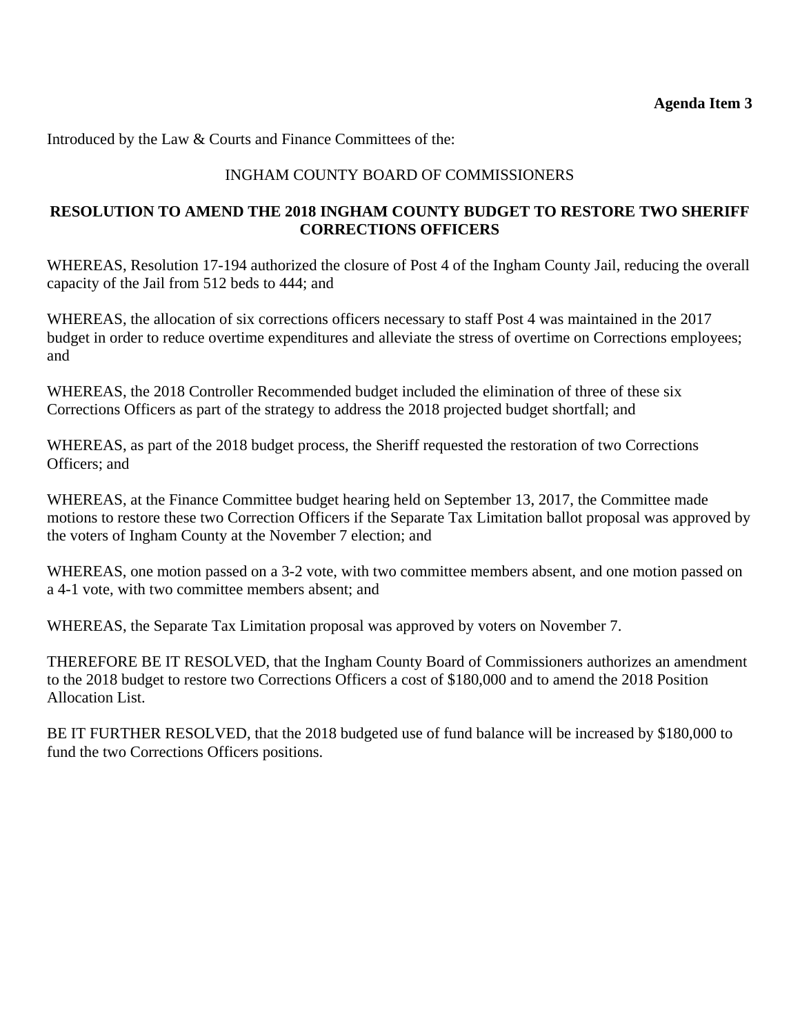**Agenda Item 3**

Introduced by the Law & Courts and Finance Committees of the:

INGHAM COUNTY BOARD OF COMMISSIONERS

**RESOLUTION TO AMEND THE 2018 INGHAM COUNTY BUDGET TO RESTORE TWO SHERIFF CORRECTIONS OFFICERS**

WHEREAS, Resolution 17-194 authorized the closure of Post 4 of the Ingham County Jail, reducing the overall capacity of the Jail from 512 beds to 444; and

WHEREAS, the allocation of six corrections officers necessary to staff Post 4 was maintained in the 2017 budget in order to reduce overtime expenditures and alleviate the stress of overtime on Corrections employees; and

WHEREAS, the 2018 Controller Recommended budget included the elimination of three of these six Corrections Officers as part of the strategy to address the 2018 projected budget shortfall; and

WHEREAS, as part of the 2018 budget process, the Sheriff requested the restoration of two Corrections Officers; and

WHEREAS, at the Finance Committee budget hearing held on September 13, 2017, the Committee made motions to restore these two Correction Officers if the Separate Tax Limitation ballot proposal was approved by the voters of Ingham County at the November 7 election; and

WHEREAS, one motion passed on a 3-2 vote, with two committee members absent, and one motion passed on a 4-1 vote, with two committee members absent; and

WHEREAS, the Separate Tax Limitation proposal was approved by voters on November 7.

THEREFORE BE IT RESOLVED, that the Ingham County Board of Commissioners authorizes an amendment to the 2018 budget to restore two Corrections Officers a cost of $180,000 and to amend the 2018 Position Allocation List.

BE IT FURTHER RESOLVED, that the 2018 budgeted use of fund balance will be increased by $180,000 to fund the two Corrections Officers positions.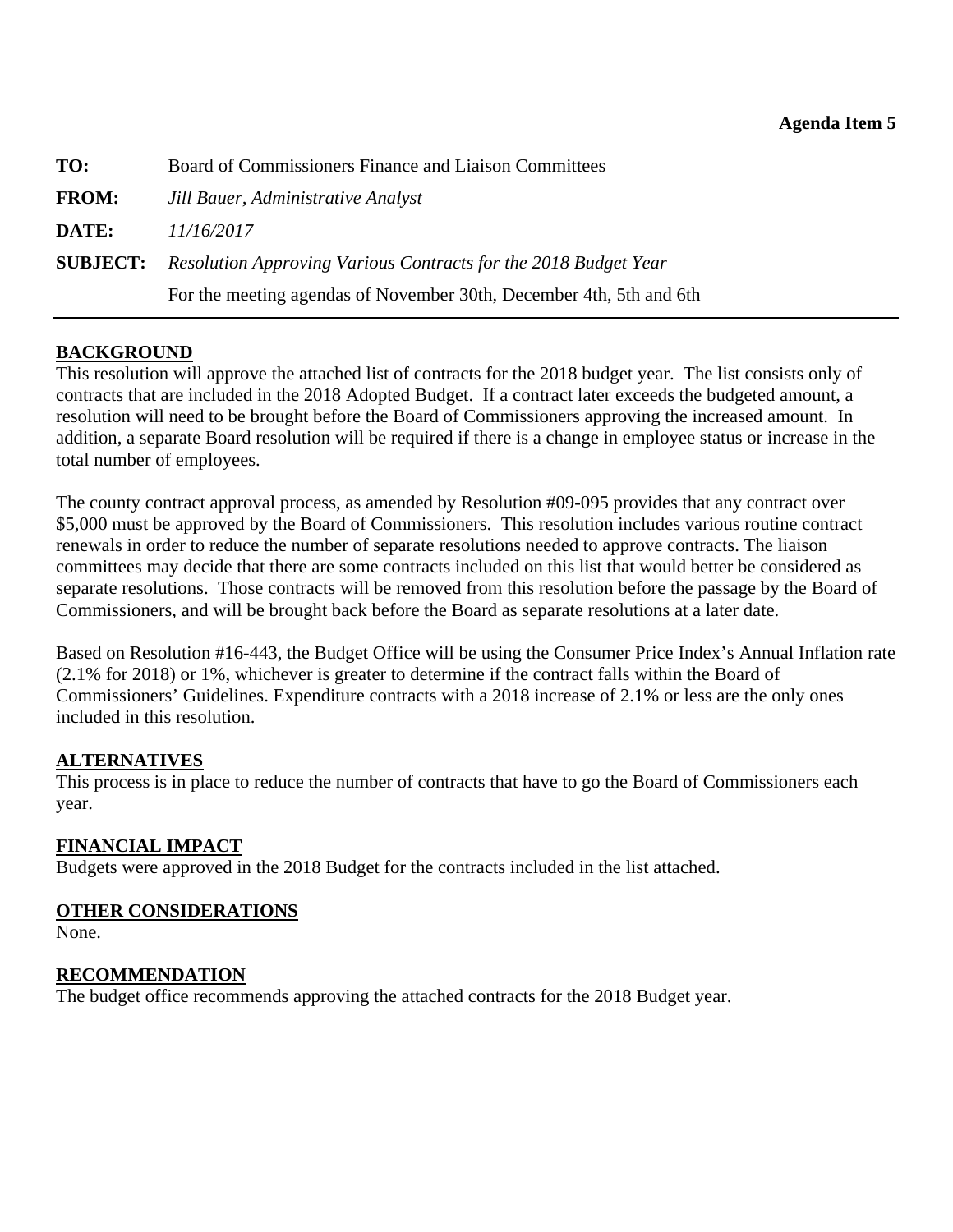**Agenda Item 5**

| | |
|---|---|
| **TO:** | Board of Commissioners Finance and Liaison Committees |
| **FROM:** | *Jill Bauer, Administrative Analyst* |
| **DATE:** | *11/16/2017* |
| **SUBJECT:** | *Resolution Approving Various Contracts for the 2018 Budget Year* |
| | For the meeting agendas of November 30th, December 4th, 5th and 6th |

## BACKGROUND

This resolution will approve the attached list of contracts for the 2018 budget year. The list consists only of contracts that are included in the 2018 Adopted Budget. If a contract later exceeds the budgeted amount, a resolution will need to be brought before the Board of Commissioners approving the increased amount. In addition, a separate Board resolution will be required if there is a change in employee status or increase in the total number of employees.

The county contract approval process, as amended by Resolution #09-095 provides that any contract over $5,000 must be approved by the Board of Commissioners. This resolution includes various routine contract renewals in order to reduce the number of separate resolutions needed to approve contracts. The liaison committees may decide that there are some contracts included on this list that would better be considered as separate resolutions. Those contracts will be removed from this resolution before the passage by the Board of Commissioners, and will be brought back before the Board as separate resolutions at a later date.

Based on Resolution #16-443, the Budget Office will be using the Consumer Price Index's Annual Inflation rate (2.1% for 2018) or 1%, whichever is greater to determine if the contract falls within the Board of Commissioners' Guidelines. Expenditure contracts with a 2018 increase of 2.1% or less are the only ones included in this resolution.

## ALTERNATIVES

This process is in place to reduce the number of contracts that have to go the Board of Commissioners each year.

## FINANCIAL IMPACT

Budgets were approved in the 2018 Budget for the contracts included in the list attached.

## OTHER CONSIDERATIONS

None.

## RECOMMENDATION

The budget office recommends approving the attached contracts for the 2018 Budget year.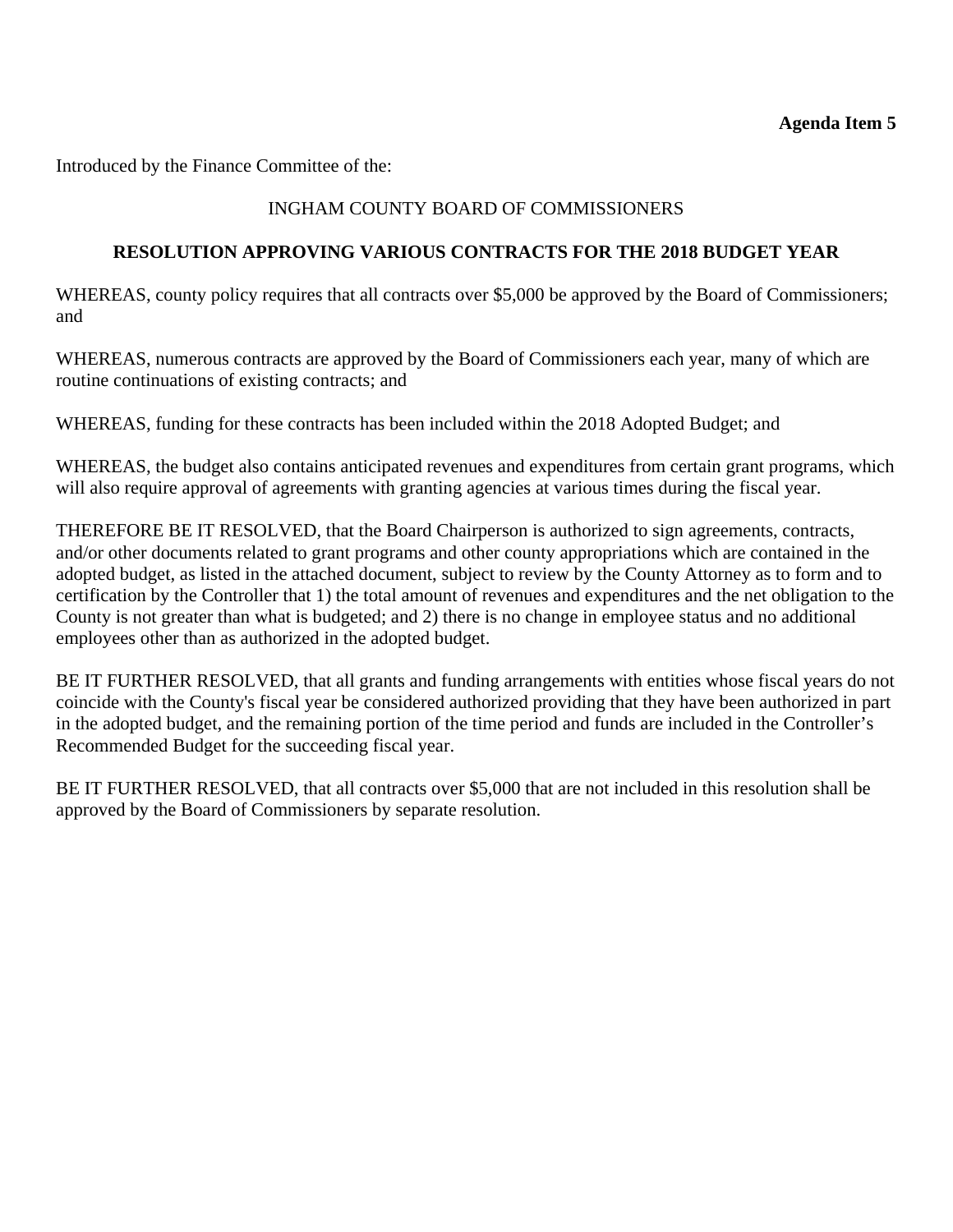**Agenda Item 5**

Introduced by the Finance Committee of the:

INGHAM COUNTY BOARD OF COMMISSIONERS

**RESOLUTION APPROVING VARIOUS CONTRACTS FOR THE 2018 BUDGET YEAR**

WHEREAS, county policy requires that all contracts over $5,000 be approved by the Board of Commissioners; and

WHEREAS, numerous contracts are approved by the Board of Commissioners each year, many of which are routine continuations of existing contracts; and

WHEREAS, funding for these contracts has been included within the 2018 Adopted Budget; and

WHEREAS, the budget also contains anticipated revenues and expenditures from certain grant programs, which will also require approval of agreements with granting agencies at various times during the fiscal year.

THEREFORE BE IT RESOLVED, that the Board Chairperson is authorized to sign agreements, contracts, and/or other documents related to grant programs and other county appropriations which are contained in the adopted budget, as listed in the attached document, subject to review by the County Attorney as to form and to certification by the Controller that 1) the total amount of revenues and expenditures and the net obligation to the County is not greater than what is budgeted; and 2) there is no change in employee status and no additional employees other than as authorized in the adopted budget.

BE IT FURTHER RESOLVED, that all grants and funding arrangements with entities whose fiscal years do not coincide with the County's fiscal year be considered authorized providing that they have been authorized in part in the adopted budget, and the remaining portion of the time period and funds are included in the Controller's Recommended Budget for the succeeding fiscal year.

BE IT FURTHER RESOLVED, that all contracts over $5,000 that are not included in this resolution shall be approved by the Board of Commissioners by separate resolution.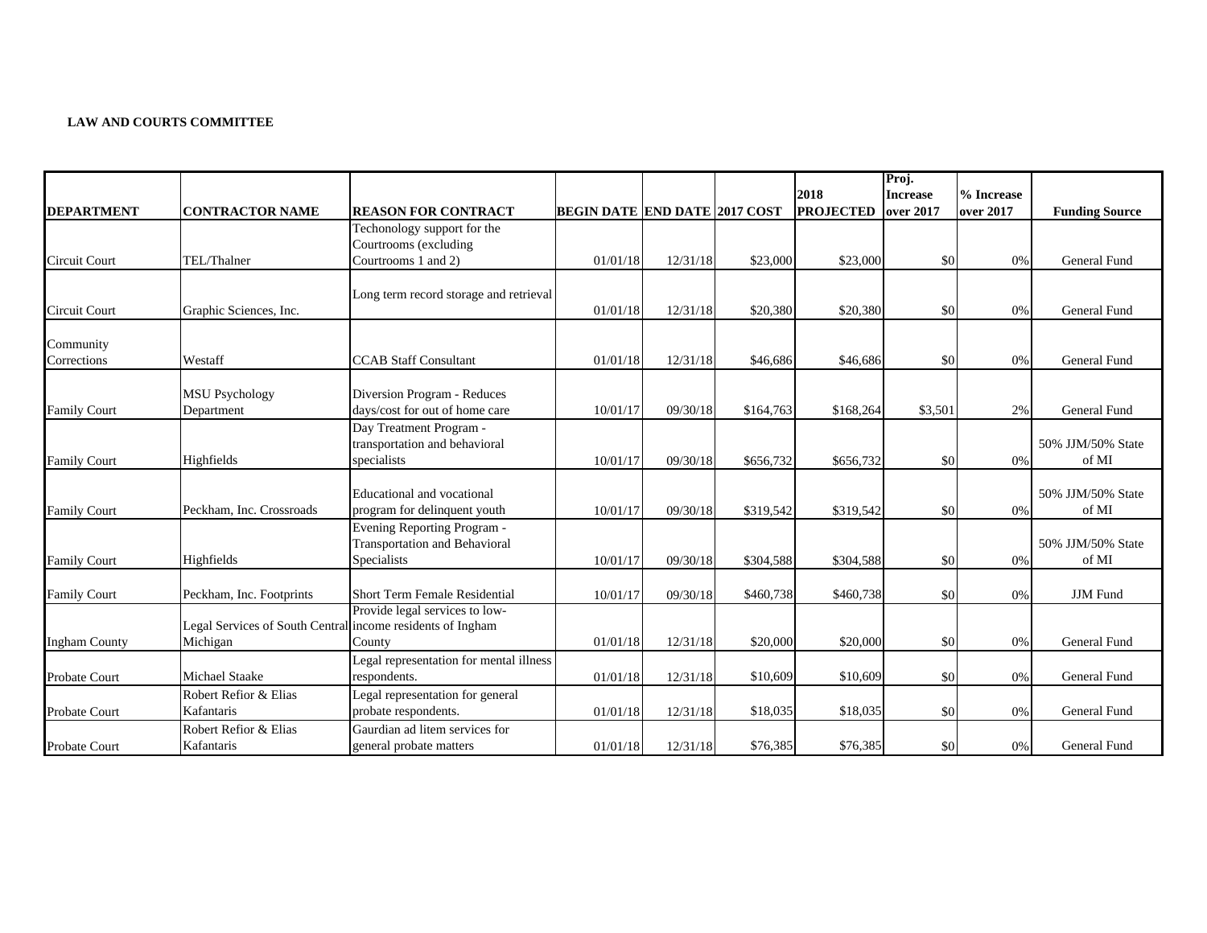**LAW AND COURTS COMMITTEE**

| DEPARTMENT | CONTRACTOR NAME | REASON FOR CONTRACT | BEGIN DATE | END DATE | 2017 COST | 2018 PROJECTED | Proj. Increase over 2017 | % Increase over 2017 | Funding Source |
|---|---|---|---|---|---|---|---|---|---|
| Circuit Court | TEL/Thalner | Techonology support for the Courtrooms (excluding Courtrooms 1 and 2) | 01/01/18 | 12/31/18 | $23,000 | $23,000 | $0 | 0% | General Fund |
| Circuit Court | Graphic Sciences, Inc. | Long term record storage and retrieval | 01/01/18 | 12/31/18 | $20,380 | $20,380 | $0 | 0% | General Fund |
| Community Corrections | Westaff | CCAB Staff Consultant | 01/01/18 | 12/31/18 | $46,686 | $46,686 | $0 | 0% | General Fund |
| Family Court | MSU Psychology Department | Diversion Program - Reduces days/cost for out of home care | 10/01/17 | 09/30/18 | $164,763 | $168,264 | $3,501 | 2% | General Fund |
| Family Court | Highfields | Day Treatment Program - transportation and behavioral specialists | 10/01/17 | 09/30/18 | $656,732 | $656,732 | $0 | 0% | 50% JJM/50% State of MI |
| Family Court | Peckham, Inc. Crossroads | Educational and vocational program for delinquent youth | 10/01/17 | 09/30/18 | $319,542 | $319,542 | $0 | 0% | 50% JJM/50% State of MI |
| Family Court | Highfields | Evening Reporting Program - Transportation and Behavioral Specialists | 10/01/17 | 09/30/18 | $304,588 | $304,588 | $0 | 0% | 50% JJM/50% State of MI |
| Family Court | Peckham, Inc. Footprints | Short Term Female Residential | 10/01/17 | 09/30/18 | $460,738 | $460,738 | $0 | 0% | JJM Fund |
| Ingham County | Legal Services of South Central Michigan | Provide legal services to low-income residents of Ingham County | 01/01/18 | 12/31/18 | $20,000 | $20,000 | $0 | 0% | General Fund |
| Probate Court | Michael Staake | Legal representation for mental illness respondents. | 01/01/18 | 12/31/18 | $10,609 | $10,609 | $0 | 0% | General Fund |
| Probate Court | Robert Refior & Elias Kafantaris | Legal representation for general probate respondents. | 01/01/18 | 12/31/18 | $18,035 | $18,035 | $0 | 0% | General Fund |
| Probate Court | Robert Refior & Elias Kafantaris | Gaurdian ad litem services for general probate matters | 01/01/18 | 12/31/18 | $76,385 | $76,385 | $0 | 0% | General Fund |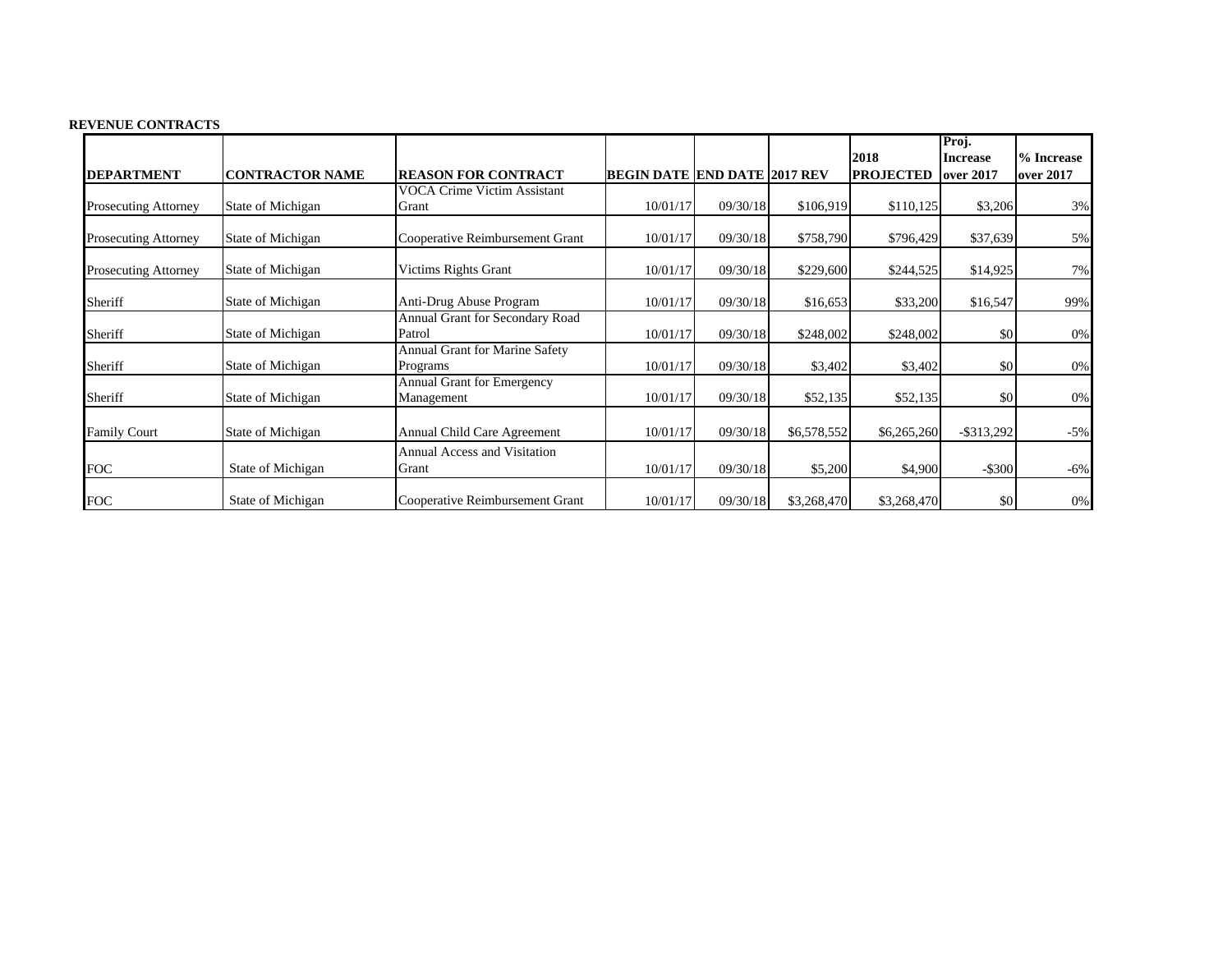**REVENUE CONTRACTS**

| DEPARTMENT | CONTRACTOR NAME | REASON FOR CONTRACT | BEGIN DATE | END DATE | 2017 REV | 2018 PROJECTED | Proj. Increase over 2017 | % Increase over 2017 |
|---|---|---|---|---|---|---|---|---|
| Prosecuting Attorney | State of Michigan | VOCA Crime Victim Assistant Grant | 10/01/17 | 09/30/18 | $106,919 | $110,125 | $3,206 | 3% |
| Prosecuting Attorney | State of Michigan | Cooperative Reimbursement Grant | 10/01/17 | 09/30/18 | $758,790 | $796,429 | $37,639 | 5% |
| Prosecuting Attorney | State of Michigan | Victims Rights Grant | 10/01/17 | 09/30/18 | $229,600 | $244,525 | $14,925 | 7% |
| Sheriff | State of Michigan | Anti-Drug Abuse Program | 10/01/17 | 09/30/18 | $16,653 | $33,200 | $16,547 | 99% |
| Sheriff | State of Michigan | Annual Grant for Secondary Road Patrol | 10/01/17 | 09/30/18 | $248,002 | $248,002 | $0 | 0% |
| Sheriff | State of Michigan | Annual Grant for Marine Safety Programs | 10/01/17 | 09/30/18 | $3,402 | $3,402 | $0 | 0% |
| Sheriff | State of Michigan | Annual Grant for Emergency Management | 10/01/17 | 09/30/18 | $52,135 | $52,135 | $0 | 0% |
| Family Court | State of Michigan | Annual Child Care Agreement | 10/01/17 | 09/30/18 | $6,578,552 | $6,265,260 | -$313,292 | -5% |
| FOC | State of Michigan | Annual Access and Visitation Grant | 10/01/17 | 09/30/18 | $5,200 | $4,900 | -$300 | -6% |
| FOC | State of Michigan | Cooperative Reimbursement Grant | 10/01/17 | 09/30/18 | $3,268,470 | $3,268,470 | $0 | 0% |